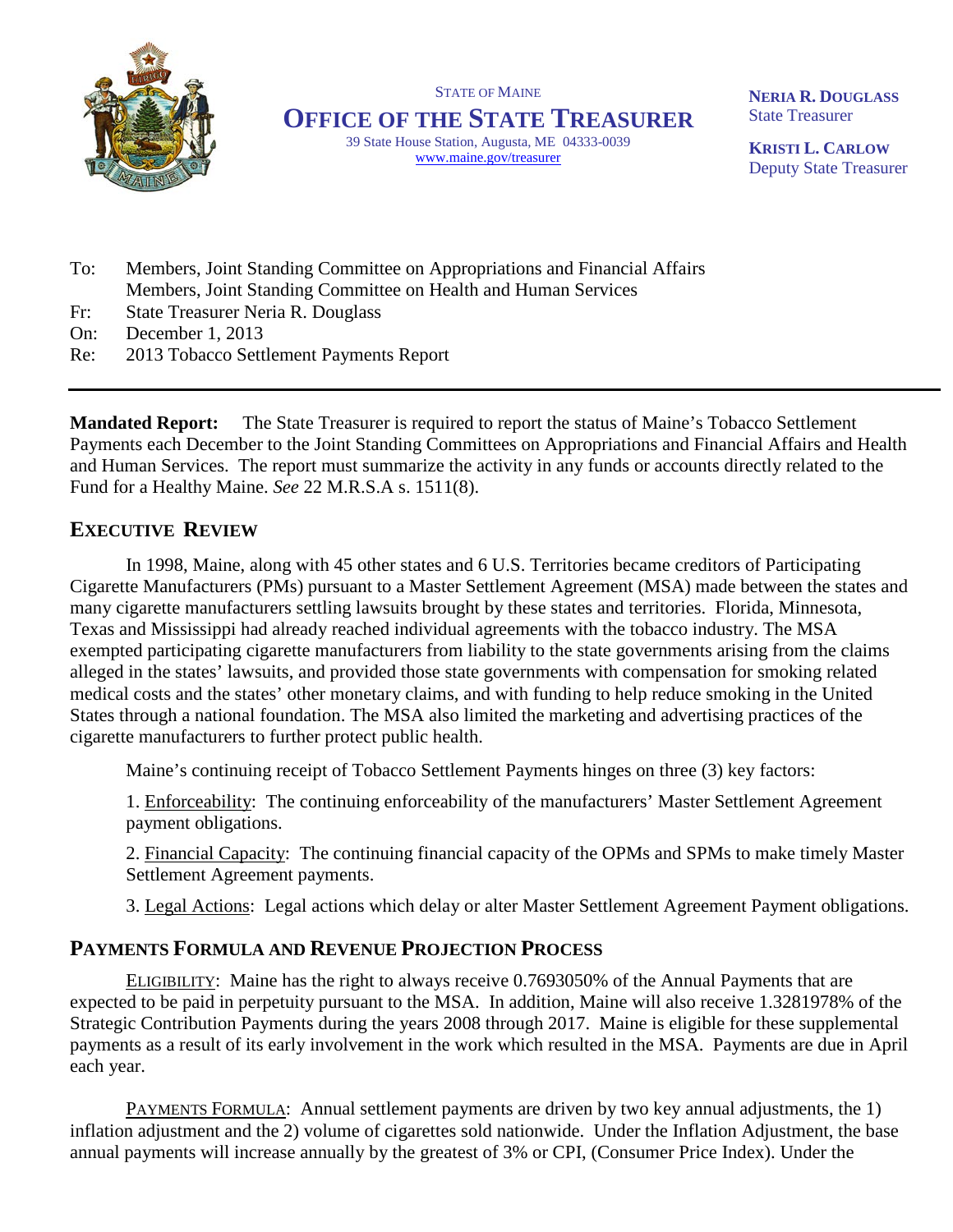STATE OF MAINE

# OFFICE OF THE STATE TREASURER

39 State House Station, Augusta, ME 04333-0039
www.maine.gov/treasurer

**NERIA R. DOUGLASS**
State Treasurer

**KRISTI L. CARLOW**
Deputy State Treasurer

To: Members, Joint Standing Committee on Appropriations and Financial Affairs
Members, Joint Standing Committee on Health and Human Services
Fr: State Treasurer Neria R. Douglass
On: December 1, 2013
Re: 2013 Tobacco Settlement Payments Report

---

**Mandated Report:** The State Treasurer is required to report the status of Maine's Tobacco Settlement Payments each December to the Joint Standing Committees on Appropriations and Financial Affairs and Health and Human Services. The report must summarize the activity in any funds or accounts directly related to the Fund for a Healthy Maine. *See* 22 M.R.S.A s. 1511(8).

## EXECUTIVE REVIEW

In 1998, Maine, along with 45 other states and 6 U.S. Territories became creditors of Participating Cigarette Manufacturers (PMs) pursuant to a Master Settlement Agreement (MSA) made between the states and many cigarette manufacturers settling lawsuits brought by these states and territories. Florida, Minnesota, Texas and Mississippi had already reached individual agreements with the tobacco industry. The MSA exempted participating cigarette manufacturers from liability to the state governments arising from the claims alleged in the states' lawsuits, and provided those state governments with compensation for smoking related medical costs and the states' other monetary claims, and with funding to help reduce smoking in the United States through a national foundation. The MSA also limited the marketing and advertising practices of the cigarette manufacturers to further protect public health.

Maine's continuing receipt of Tobacco Settlement Payments hinges on three (3) key factors:

1. Enforceability: The continuing enforceability of the manufacturers' Master Settlement Agreement payment obligations.

2. Financial Capacity: The continuing financial capacity of the OPMs and SPMs to make timely Master Settlement Agreement payments.

3. Legal Actions: Legal actions which delay or alter Master Settlement Agreement Payment obligations.

## PAYMENTS FORMULA AND REVENUE PROJECTION PROCESS

ELIGIBILITY: Maine has the right to always receive 0.7693050% of the Annual Payments that are expected to be paid in perpetuity pursuant to the MSA. In addition, Maine will also receive 1.3281978% of the Strategic Contribution Payments during the years 2008 through 2017. Maine is eligible for these supplemental payments as a result of its early involvement in the work which resulted in the MSA. Payments are due in April each year.

PAYMENTS FORMULA: Annual settlement payments are driven by two key annual adjustments, the 1) inflation adjustment and the 2) volume of cigarettes sold nationwide. Under the Inflation Adjustment, the base annual payments will increase annually by the greatest of 3% or CPI, (Consumer Price Index). Under the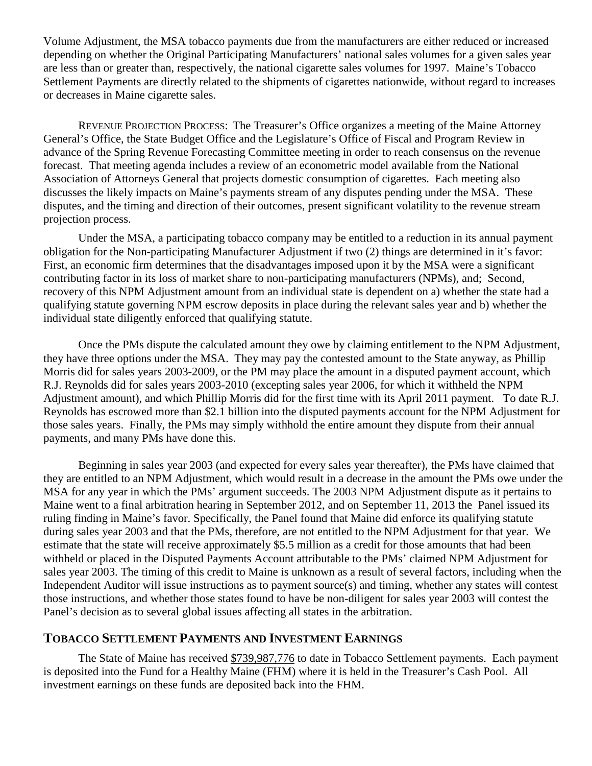Volume Adjustment, the MSA tobacco payments due from the manufacturers are either reduced or increased depending on whether the Original Participating Manufacturers' national sales volumes for a given sales year are less than or greater than, respectively, the national cigarette sales volumes for 1997. Maine's Tobacco Settlement Payments are directly related to the shipments of cigarettes nationwide, without regard to increases or decreases in Maine cigarette sales.

REVENUE PROJECTION PROCESS: The Treasurer's Office organizes a meeting of the Maine Attorney General's Office, the State Budget Office and the Legislature's Office of Fiscal and Program Review in advance of the Spring Revenue Forecasting Committee meeting in order to reach consensus on the revenue forecast. That meeting agenda includes a review of an econometric model available from the National Association of Attorneys General that projects domestic consumption of cigarettes. Each meeting also discusses the likely impacts on Maine's payments stream of any disputes pending under the MSA. These disputes, and the timing and direction of their outcomes, present significant volatility to the revenue stream projection process.

Under the MSA, a participating tobacco company may be entitled to a reduction in its annual payment obligation for the Non-participating Manufacturer Adjustment if two (2) things are determined in it's favor: First, an economic firm determines that the disadvantages imposed upon it by the MSA were a significant contributing factor in its loss of market share to non-participating manufacturers (NPMs), and; Second, recovery of this NPM Adjustment amount from an individual state is dependent on a) whether the state had a qualifying statute governing NPM escrow deposits in place during the relevant sales year and b) whether the individual state diligently enforced that qualifying statute.

Once the PMs dispute the calculated amount they owe by claiming entitlement to the NPM Adjustment, they have three options under the MSA. They may pay the contested amount to the State anyway, as Phillip Morris did for sales years 2003-2009, or the PM may place the amount in a disputed payment account, which R.J. Reynolds did for sales years 2003-2010 (excepting sales year 2006, for which it withheld the NPM Adjustment amount), and which Phillip Morris did for the first time with its April 2011 payment. To date R.J. Reynolds has escrowed more than $2.1 billion into the disputed payments account for the NPM Adjustment for those sales years. Finally, the PMs may simply withhold the entire amount they dispute from their annual payments, and many PMs have done this.

Beginning in sales year 2003 (and expected for every sales year thereafter), the PMs have claimed that they are entitled to an NPM Adjustment, which would result in a decrease in the amount the PMs owe under the MSA for any year in which the PMs' argument succeeds. The 2003 NPM Adjustment dispute as it pertains to Maine went to a final arbitration hearing in September 2012, and on September 11, 2013 the Panel issued its ruling finding in Maine's favor. Specifically, the Panel found that Maine did enforce its qualifying statute during sales year 2003 and that the PMs, therefore, are not entitled to the NPM Adjustment for that year. We estimate that the state will receive approximately $5.5 million as a credit for those amounts that had been withheld or placed in the Disputed Payments Account attributable to the PMs' claimed NPM Adjustment for sales year 2003. The timing of this credit to Maine is unknown as a result of several factors, including when the Independent Auditor will issue instructions as to payment source(s) and timing, whether any states will contest those instructions, and whether those states found to have be non-diligent for sales year 2003 will contest the Panel's decision as to several global issues affecting all states in the arbitration.

## TOBACCO SETTLEMENT PAYMENTS AND INVESTMENT EARNINGS

The State of Maine has received $739,987,776 to date in Tobacco Settlement payments. Each payment is deposited into the Fund for a Healthy Maine (FHM) where it is held in the Treasurer's Cash Pool. All investment earnings on these funds are deposited back into the FHM.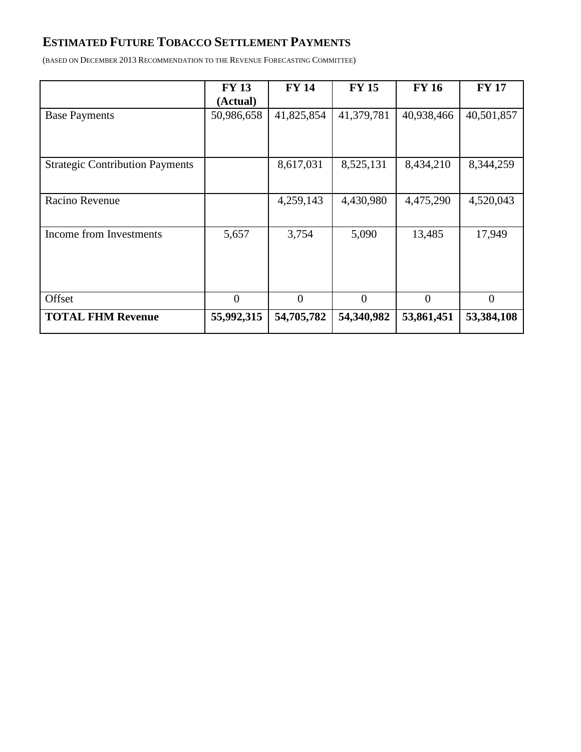## ESTIMATED FUTURE TOBACCO SETTLEMENT PAYMENTS

(BASED ON DECEMBER 2013 RECOMMENDATION TO THE REVENUE FORECASTING COMMITTEE)

| | FY 13 (Actual) | FY 14 | FY 15 | FY 16 | FY 17 |
|---|---|---|---|---|---|
| Base Payments | 50,986,658 | 41,825,854 | 41,379,781 | 40,938,466 | 40,501,857 |
| Strategic Contribution Payments | | 8,617,031 | 8,525,131 | 8,434,210 | 8,344,259 |
| Racino Revenue | | 4,259,143 | 4,430,980 | 4,475,290 | 4,520,043 |
| Income from Investments | 5,657 | 3,754 | 5,090 | 13,485 | 17,949 |
| Offset | 0 | 0 | 0 | 0 | 0 |
| **TOTAL FHM Revenue** | **55,992,315** | **54,705,782** | **54,340,982** | **53,861,451** | **53,384,108** |